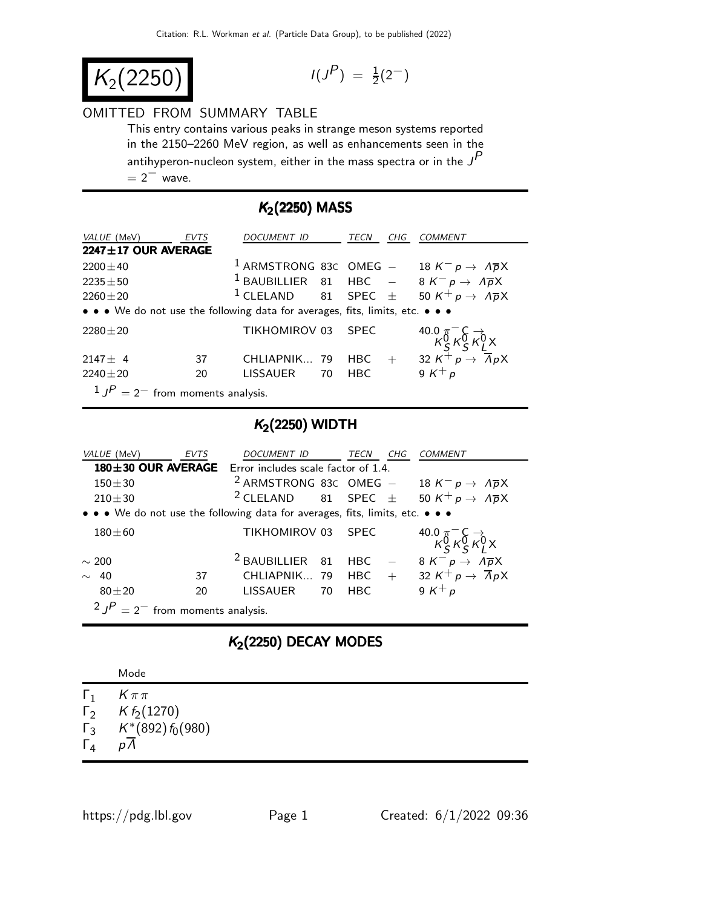# $K_2(2250)$

$I(J^P) = \frac{1}{2}(2^-)$

OMITTED FROM SUMMARY TABLE

This entry contains various peaks in strange meson systems reported in the 2150–2260 MeV region, as well as enhancements seen in the antihyperon-nucleon system, either in the mass spectra or in the $J^P = 2^-$ wave.

## $K_2(2250)$ MASS

| VALUE (MeV) | EVTS | DOCUMENT ID | | TECN | CHG | COMMENT |
|---|---|---|---|---|---|---|
| **2247±17 OUR AVERAGE** | | | | | | |
| 2200±40 | | [1] ARMSTRONG | 83C | OMEG | − | 18 $K^- p \to \Lambda \overline{p} X$ |
| 2235±50 | | [1] BAUBILLIER | 81 | HBC | − | 8 $K^- p \to \Lambda \overline{p} X$ |
| 2260±20 | | [1] CLELAND | 81 | SPEC | ± | 50 $K^+ p \to \Lambda \overline{p} X$ |
| • • • We do not use the following data for averages, fits, limits, etc. • • • | | | | | | |
| 2280±20 | | TIKHOMIROV | 03 | SPEC | | 40.0 $\pi^- C \to K^0_S K^0_S K^0_L X$ |
| 2147± 4 | 37 | CHLIAPNIK... | 79 | HBC | + | 32 $K^+ p \to \overline{\Lambda} p X$ |
| 2240±20 | 20 | LISSAUER | 70 | HBC | | 9 $K^+ p$ |

[1] $J^P = 2^-$ from moments analysis.

## $K_2(2250)$ WIDTH

| VALUE (MeV) | EVTS | DOCUMENT ID | | TECN | CHG | COMMENT |
|---|---|---|---|---|---|---|
| **180±30 OUR AVERAGE** | | Error includes scale factor of 1.4. | | | | |
| 150±30 | | [2] ARMSTRONG | 83C | OMEG | − | 18 $K^- p \to \Lambda \overline{p} X$ |
| 210±30 | | [2] CLELAND | 81 | SPEC | ± | 50 $K^+ p \to \Lambda \overline{p} X$ |
| • • • We do not use the following data for averages, fits, limits, etc. • • • | | | | | | |
| 180±60 | | TIKHOMIROV | 03 | SPEC | | 40.0 $\pi^- C \to K^0_S K^0_S K^0_L X$ |
| ∼ 200 | | [2] BAUBILLIER | 81 | HBC | − | 8 $K^- p \to \Lambda \overline{p} X$ |
| ∼ 40 | 37 | CHLIAPNIK... | 79 | HBC | + | 32 $K^+ p \to \overline{\Lambda} p X$ |
| 80±20 | 20 | LISSAUER | 70 | HBC | | 9 $K^+ p$ |

[2] $J^P = 2^-$ from moments analysis.

## $K_2(2250)$ DECAY MODES

| | Mode |
|---|---|
| $\Gamma_1$ | $K \pi \pi$ |
| $\Gamma_2$ | $K f_2(1270)$ |
| $\Gamma_3$ | $K^*(892) f_0(980)$ |
| $\Gamma_4$ | $p \overline{\Lambda}$ |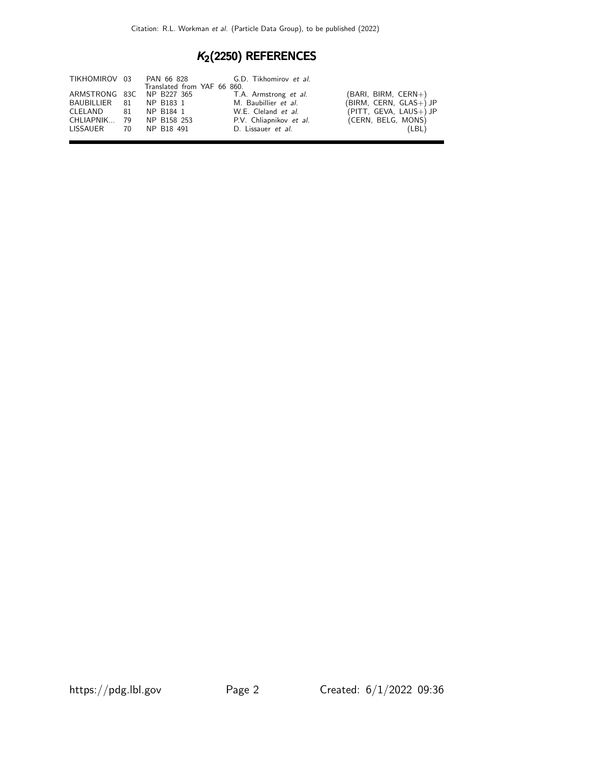# $K_2(2250)$ REFERENCES

| | | | | |
|---|---|---|---|---|
| TIKHOMIROV | 03 | PAN 66 828 | G.D. Tikhomirov *et al.* | |
| | | Translated from YAF 66 860. | | |
| ARMSTRONG | 83C | NP B227 365 | T.A. Armstrong *et al.* | (BARI, BIRM, CERN+) |
| BAUBILLIER | 81 | NP B183 1 | M. Baubillier *et al.* | (BIRM, CERN, GLAS+) JP |
| CLELAND | 81 | NP B184 1 | W.E. Cleland *et al.* | (PITT, GEVA, LAUS+) JP |
| CHLIAPNIK... | 79 | NP B158 253 | P.V. Chliapnikov *et al.* | (CERN, BELG, MONS) |
| LISSAUER | 70 | NP B18 491 | D. Lissauer *et al.* | (LBL) |